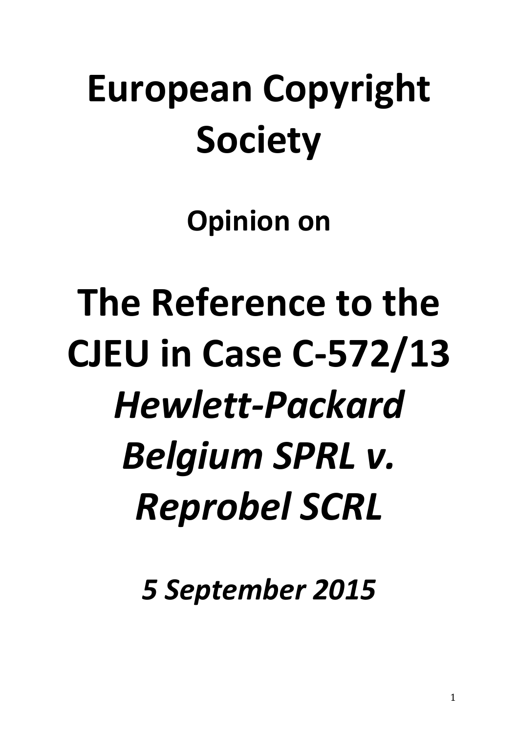# European Copyright Society

## Opinion on

# The Reference to the CJEU in Case C-572/13 *Hewlett-Packard Belgium SPRL v. Reprobel SCRL*

***5 September 2015***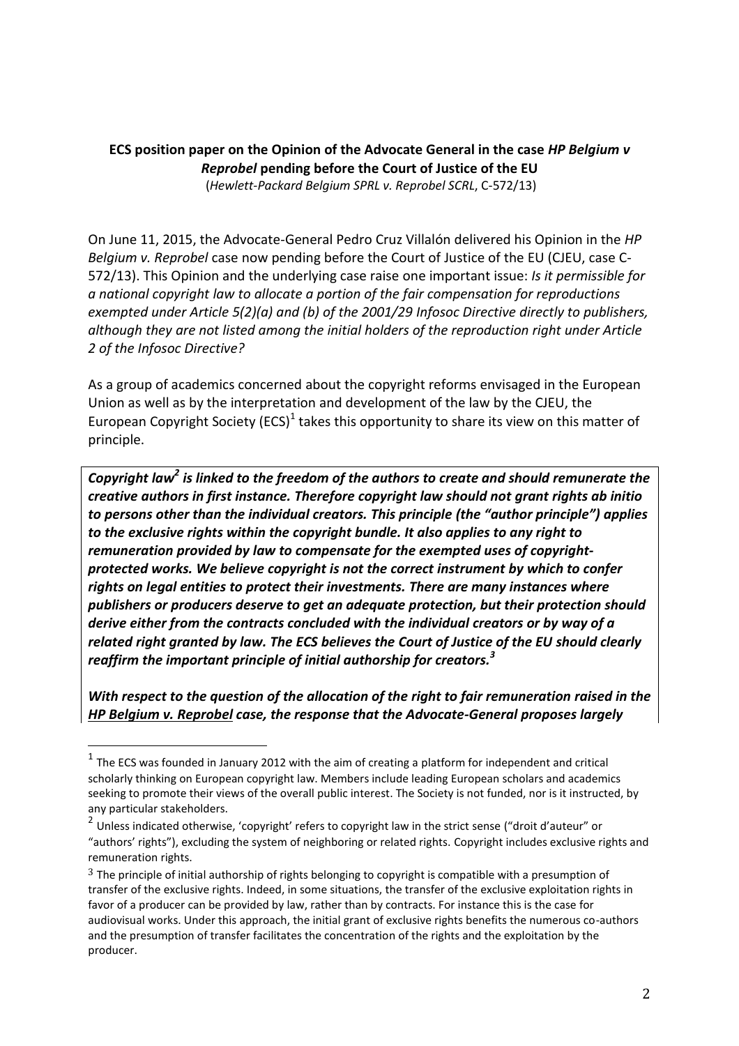**ECS position paper on the Opinion of the Advocate General in the case *HP Belgium v Reprobel* pending before the Court of Justice of the EU**
(*Hewlett-Packard Belgium SPRL v. Reprobel SCRL*, C-572/13)

On June 11, 2015, the Advocate-General Pedro Cruz Villalón delivered his Opinion in the *HP Belgium v. Reprobel* case now pending before the Court of Justice of the EU (CJEU, case C-572/13). This Opinion and the underlying case raise one important issue: *Is it permissible for a national copyright law to allocate a portion of the fair compensation for reproductions exempted under Article 5(2)(a) and (b) of the 2001/29 Infosoc Directive directly to publishers, although they are not listed among the initial holders of the reproduction right under Article 2 of the Infosoc Directive?*

As a group of academics concerned about the copyright reforms envisaged in the European Union as well as by the interpretation and development of the law by the CJEU, the European Copyright Society (ECS)[1] takes this opportunity to share its view on this matter of principle.

***Copyright law[2] is linked to the freedom of the authors to create and should remunerate the creative authors in first instance. Therefore copyright law should not grant rights ab initio to persons other than the individual creators. This principle (the "author principle") applies to the exclusive rights within the copyright bundle. It also applies to any right to remuneration provided by law to compensate for the exempted uses of copyright-protected works. We believe copyright is not the correct instrument by which to confer rights on legal entities to protect their investments. There are many instances where publishers or producers deserve to get an adequate protection, but their protection should derive either from the contracts concluded with the individual creators or by way of a related right granted by law. The ECS believes the Court of Justice of the EU should clearly reaffirm the important principle of initial authorship for creators.[3]***

***With respect to the question of the allocation of the right to fair remuneration raised in the <u>HP Belgium v. Reprobel</u> case, the response that the Advocate-General proposes largely***

[1] The ECS was founded in January 2012 with the aim of creating a platform for independent and critical scholarly thinking on European copyright law. Members include leading European scholars and academics seeking to promote their views of the overall public interest. The Society is not funded, nor is it instructed, by any particular stakeholders.

[2] Unless indicated otherwise, 'copyright' refers to copyright law in the strict sense ("droit d'auteur" or "authors' rights"), excluding the system of neighboring or related rights. Copyright includes exclusive rights and remuneration rights.

[3] The principle of initial authorship of rights belonging to copyright is compatible with a presumption of transfer of the exclusive rights. Indeed, in some situations, the transfer of the exclusive exploitation rights in favor of a producer can be provided by law, rather than by contracts. For instance this is the case for audiovisual works. Under this approach, the initial grant of exclusive rights benefits the numerous co-authors and the presumption of transfer facilitates the concentration of the rights and the exploitation by the producer.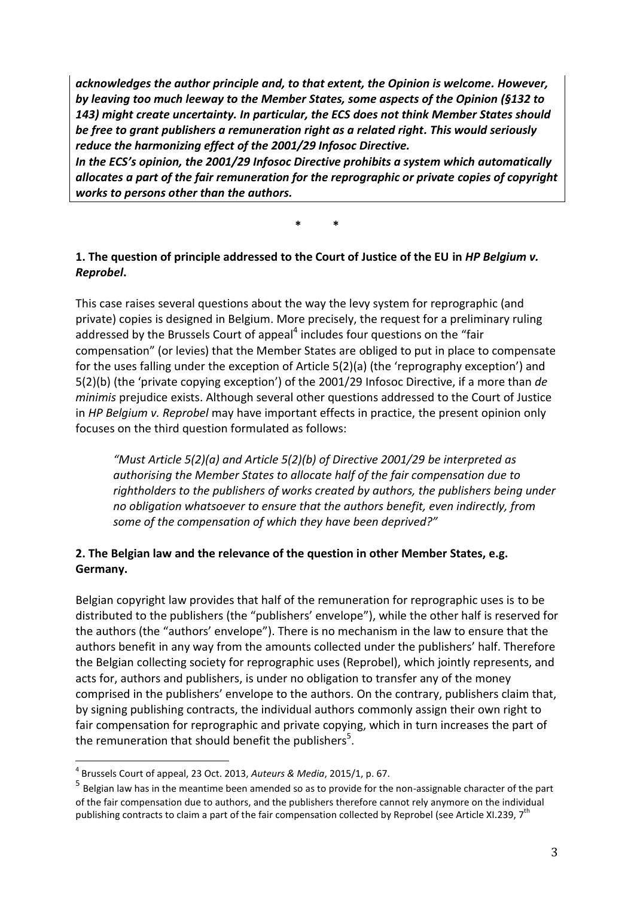***acknowledges the author principle and, to that extent, the Opinion is welcome. However, by leaving too much leeway to the Member States, some aspects of the Opinion (§132 to 143) might create uncertainty. In particular, the ECS does not think Member States should be free to grant publishers a remuneration right as a related right. This would seriously reduce the harmonizing effect of the 2001/29 Infosoc Directive.***

***In the ECS's opinion, the 2001/29 Infosoc Directive prohibits a system which automatically allocates a part of the fair remuneration for the reprographic or private copies of copyright works to persons other than the authors.***

\* \*

## 1. The question of principle addressed to the Court of Justice of the EU in *HP Belgium v. Reprobel*.

This case raises several questions about the way the levy system for reprographic (and private) copies is designed in Belgium. More precisely, the request for a preliminary ruling addressed by the Brussels Court of appeal[4] includes four questions on the "fair compensation" (or levies) that the Member States are obliged to put in place to compensate for the uses falling under the exception of Article 5(2)(a) (the 'reprography exception') and 5(2)(b) (the 'private copying exception') of the 2001/29 Infosoc Directive, if a more than *de minimis* prejudice exists. Although several other questions addressed to the Court of Justice in *HP Belgium v. Reprobel* may have important effects in practice, the present opinion only focuses on the third question formulated as follows:

> *"Must Article 5(2)(a) and Article 5(2)(b) of Directive 2001/29 be interpreted as authorising the Member States to allocate half of the fair compensation due to rightholders to the publishers of works created by authors, the publishers being under no obligation whatsoever to ensure that the authors benefit, even indirectly, from some of the compensation of which they have been deprived?"*

## 2. The Belgian law and the relevance of the question in other Member States, e.g. Germany.

Belgian copyright law provides that half of the remuneration for reprographic uses is to be distributed to the publishers (the "publishers' envelope"), while the other half is reserved for the authors (the "authors' envelope"). There is no mechanism in the law to ensure that the authors benefit in any way from the amounts collected under the publishers' half. Therefore the Belgian collecting society for reprographic uses (Reprobel), which jointly represents, and acts for, authors and publishers, is under no obligation to transfer any of the money comprised in the publishers' envelope to the authors. On the contrary, publishers claim that, by signing publishing contracts, the individual authors commonly assign their own right to fair compensation for reprographic and private copying, which in turn increases the part of the remuneration that should benefit the publishers[5].

---

[4] Brussels Court of appeal, 23 Oct. 2013, *Auteurs & Media*, 2015/1, p. 67.

[5] Belgian law has in the meantime been amended so as to provide for the non-assignable character of the part of the fair compensation due to authors, and the publishers therefore cannot rely anymore on the individual publishing contracts to claim a part of the fair compensation collected by Reprobel (see Article XI.239, 7th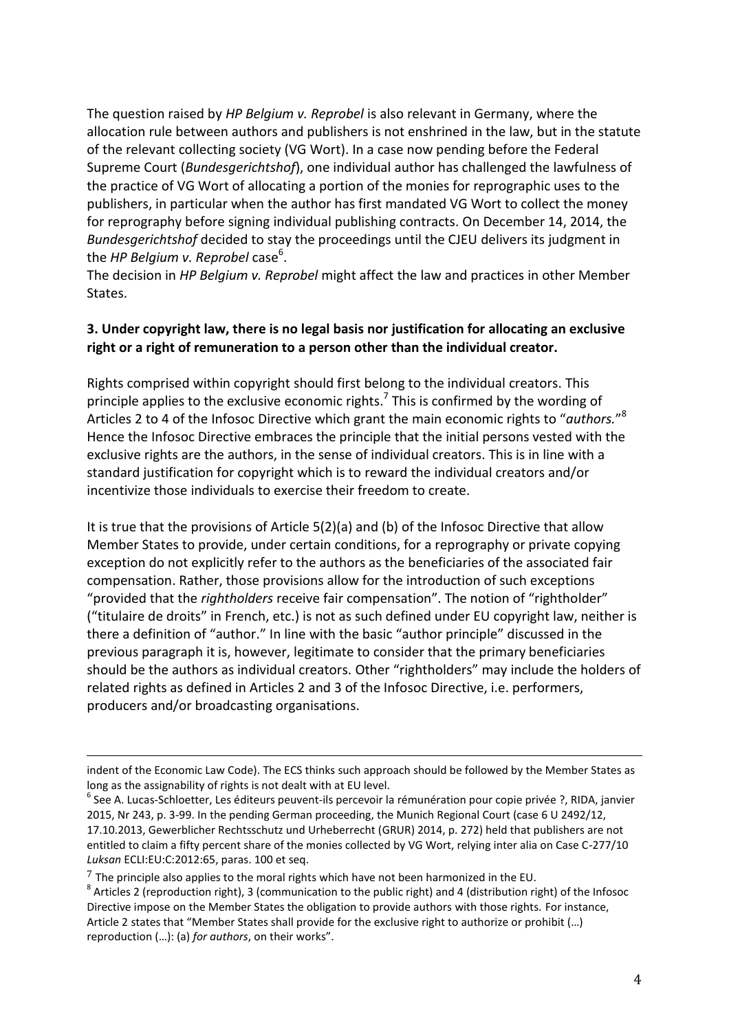The question raised by *HP Belgium v. Reprobel* is also relevant in Germany, where the allocation rule between authors and publishers is not enshrined in the law, but in the statute of the relevant collecting society (VG Wort). In a case now pending before the Federal Supreme Court (*Bundesgerichtshof*), one individual author has challenged the lawfulness of the practice of VG Wort of allocating a portion of the monies for reprographic uses to the publishers, in particular when the author has first mandated VG Wort to collect the money for reprography before signing individual publishing contracts. On December 14, 2014, the *Bundesgerichtshof* decided to stay the proceedings until the CJEU delivers its judgment in the *HP Belgium v. Reprobel* case[6].

The decision in *HP Belgium v. Reprobel* might affect the law and practices in other Member States.

### 3. Under copyright law, there is no legal basis nor justification for allocating an exclusive right or a right of remuneration to a person other than the individual creator.

Rights comprised within copyright should first belong to the individual creators. This principle applies to the exclusive economic rights.[7] This is confirmed by the wording of Articles 2 to 4 of the Infosoc Directive which grant the main economic rights to "*authors.*"[8] Hence the Infosoc Directive embraces the principle that the initial persons vested with the exclusive rights are the authors, in the sense of individual creators. This is in line with a standard justification for copyright which is to reward the individual creators and/or incentivize those individuals to exercise their freedom to create.

It is true that the provisions of Article 5(2)(a) and (b) of the Infosoc Directive that allow Member States to provide, under certain conditions, for a reprography or private copying exception do not explicitly refer to the authors as the beneficiaries of the associated fair compensation. Rather, those provisions allow for the introduction of such exceptions "provided that the *rightholders* receive fair compensation". The notion of "rightholder" ("titulaire de droits" in French, etc.) is not as such defined under EU copyright law, neither is there a definition of "author." In line with the basic "author principle" discussed in the previous paragraph it is, however, legitimate to consider that the primary beneficiaries should be the authors as individual creators. Other "rightholders" may include the holders of related rights as defined in Articles 2 and 3 of the Infosoc Directive, i.e. performers, producers and/or broadcasting organisations.

---

indent of the Economic Law Code). The ECS thinks such approach should be followed by the Member States as long as the assignability of rights is not dealt with at EU level.

[6] See A. Lucas-Schloetter, Les éditeurs peuvent-ils percevoir la rémunération pour copie privée ?, RIDA, janvier 2015, Nr 243, p. 3-99. In the pending German proceeding, the Munich Regional Court (case 6 U 2492/12, 17.10.2013, Gewerblicher Rechtsschutz und Urheberrecht (GRUR) 2014, p. 272) held that publishers are not entitled to claim a fifty percent share of the monies collected by VG Wort, relying inter alia on Case C-277/10 *Luksan* ECLI:EU:C:2012:65, paras. 100 et seq.

[7] The principle also applies to the moral rights which have not been harmonized in the EU.

[8] Articles 2 (reproduction right), 3 (communication to the public right) and 4 (distribution right) of the Infosoc Directive impose on the Member States the obligation to provide authors with those rights. For instance, Article 2 states that "Member States shall provide for the exclusive right to authorize or prohibit (…) reproduction (…): (a) *for authors*, on their works".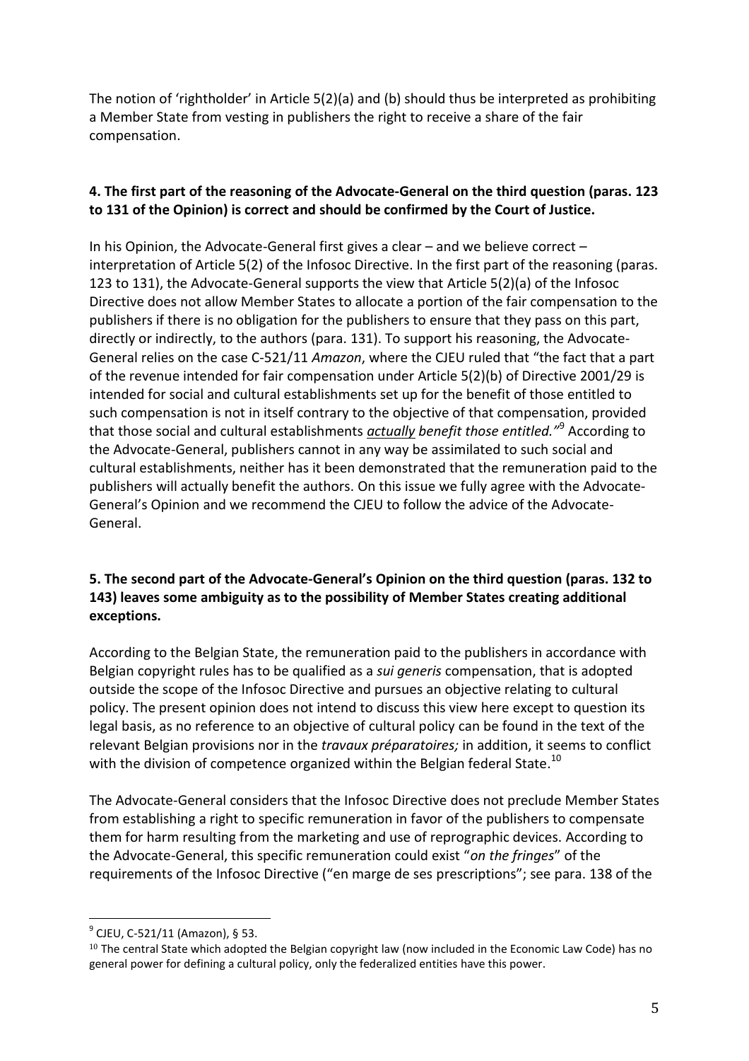The notion of 'rightholder' in Article 5(2)(a) and (b) should thus be interpreted as prohibiting a Member State from vesting in publishers the right to receive a share of the fair compensation.

### 4. The first part of the reasoning of the Advocate-General on the third question (paras. 123 to 131 of the Opinion) is correct and should be confirmed by the Court of Justice.

In his Opinion, the Advocate-General first gives a clear – and we believe correct – interpretation of Article 5(2) of the Infosoc Directive. In the first part of the reasoning (paras. 123 to 131), the Advocate-General supports the view that Article 5(2)(a) of the Infosoc Directive does not allow Member States to allocate a portion of the fair compensation to the publishers if there is no obligation for the publishers to ensure that they pass on this part, directly or indirectly, to the authors (para. 131). To support his reasoning, the Advocate-General relies on the case C-521/11 *Amazon*, where the CJEU ruled that "the fact that a part of the revenue intended for fair compensation under Article 5(2)(b) of Directive 2001/29 is intended for social and cultural establishments set up for the benefit of those entitled to such compensation is not in itself contrary to the objective of that compensation, provided that those social and cultural establishments ***actually*** *benefit those entitled."*[9] According to the Advocate-General, publishers cannot in any way be assimilated to such social and cultural establishments, neither has it been demonstrated that the remuneration paid to the publishers will actually benefit the authors. On this issue we fully agree with the Advocate-General's Opinion and we recommend the CJEU to follow the advice of the Advocate-General.

### 5. The second part of the Advocate-General's Opinion on the third question (paras. 132 to 143) leaves some ambiguity as to the possibility of Member States creating additional exceptions.

According to the Belgian State, the remuneration paid to the publishers in accordance with Belgian copyright rules has to be qualified as a *sui generis* compensation, that is adopted outside the scope of the Infosoc Directive and pursues an objective relating to cultural policy. The present opinion does not intend to discuss this view here except to question its legal basis, as no reference to an objective of cultural policy can be found in the text of the relevant Belgian provisions nor in the *travaux préparatoires;* in addition, it seems to conflict with the division of competence organized within the Belgian federal State.[10]

The Advocate-General considers that the Infosoc Directive does not preclude Member States from establishing a right to specific remuneration in favor of the publishers to compensate them for harm resulting from the marketing and use of reprographic devices. According to the Advocate-General, this specific remuneration could exist "*on the fringes*" of the requirements of the Infosoc Directive ("en marge de ses prescriptions"; see para. 138 of the

---

[9] CJEU, C-521/11 (Amazon), § 53.

[10] The central State which adopted the Belgian copyright law (now included in the Economic Law Code) has no general power for defining a cultural policy, only the federalized entities have this power.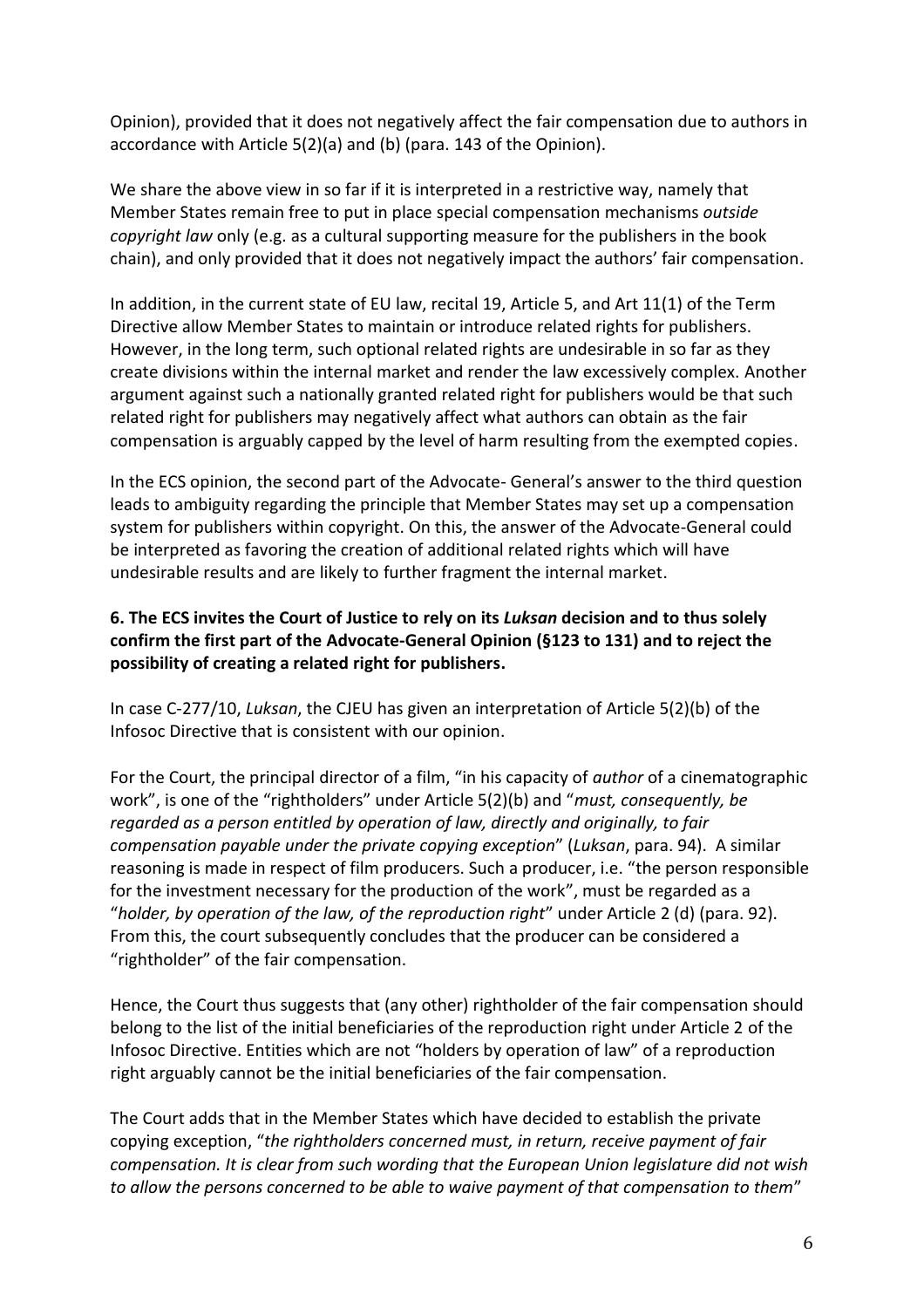Opinion), provided that it does not negatively affect the fair compensation due to authors in accordance with Article 5(2)(a) and (b) (para. 143 of the Opinion).

We share the above view in so far if it is interpreted in a restrictive way, namely that Member States remain free to put in place special compensation mechanisms *outside copyright law* only (e.g. as a cultural supporting measure for the publishers in the book chain), and only provided that it does not negatively impact the authors' fair compensation.

In addition, in the current state of EU law, recital 19, Article 5, and Art 11(1) of the Term Directive allow Member States to maintain or introduce related rights for publishers. However, in the long term, such optional related rights are undesirable in so far as they create divisions within the internal market and render the law excessively complex. Another argument against such a nationally granted related right for publishers would be that such related right for publishers may negatively affect what authors can obtain as the fair compensation is arguably capped by the level of harm resulting from the exempted copies.

In the ECS opinion, the second part of the Advocate- General's answer to the third question leads to ambiguity regarding the principle that Member States may set up a compensation system for publishers within copyright. On this, the answer of the Advocate-General could be interpreted as favoring the creation of additional related rights which will have undesirable results and are likely to further fragment the internal market.

**6. The ECS invites the Court of Justice to rely on its *Luksan* decision and to thus solely confirm the first part of the Advocate-General Opinion (§123 to 131) and to reject the possibility of creating a related right for publishers.**

In case C-277/10, *Luksan*, the CJEU has given an interpretation of Article 5(2)(b) of the Infosoc Directive that is consistent with our opinion.

For the Court, the principal director of a film, "in his capacity of *author* of a cinematographic work", is one of the "rightholders" under Article 5(2)(b) and "*must, consequently, be regarded as a person entitled by operation of law, directly and originally, to fair compensation payable under the private copying exception*" (*Luksan*, para. 94). A similar reasoning is made in respect of film producers. Such a producer, i.e. "the person responsible for the investment necessary for the production of the work", must be regarded as a "*holder, by operation of the law, of the reproduction right*" under Article 2 (d) (para. 92). From this, the court subsequently concludes that the producer can be considered a "rightholder" of the fair compensation.

Hence, the Court thus suggests that (any other) rightholder of the fair compensation should belong to the list of the initial beneficiaries of the reproduction right under Article 2 of the Infosoc Directive. Entities which are not "holders by operation of law" of a reproduction right arguably cannot be the initial beneficiaries of the fair compensation.

The Court adds that in the Member States which have decided to establish the private copying exception, "*the rightholders concerned must, in return, receive payment of fair compensation. It is clear from such wording that the European Union legislature did not wish to allow the persons concerned to be able to waive payment of that compensation to them*"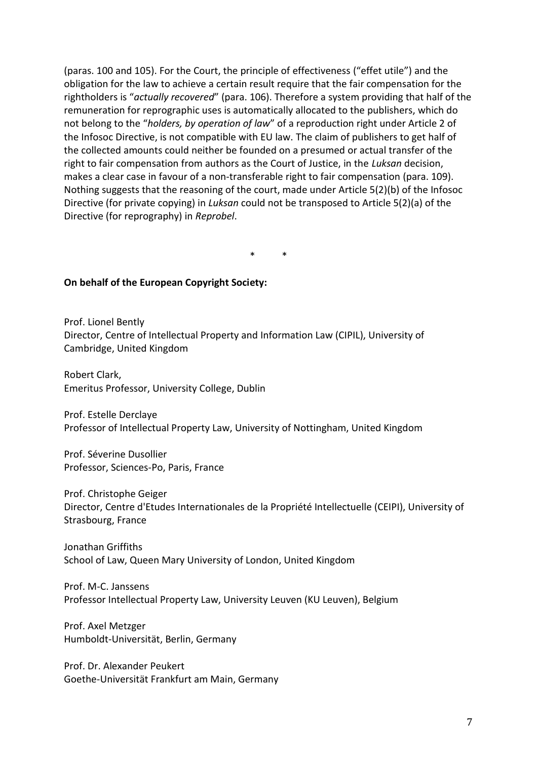(paras. 100 and 105). For the Court, the principle of effectiveness ("effet utile") and the obligation for the law to achieve a certain result require that the fair compensation for the rightholders is "*actually recovered*" (para. 106). Therefore a system providing that half of the remuneration for reprographic uses is automatically allocated to the publishers, which do not belong to the "*holders, by operation of law*" of a reproduction right under Article 2 of the Infosoc Directive, is not compatible with EU law. The claim of publishers to get half of the collected amounts could neither be founded on a presumed or actual transfer of the right to fair compensation from authors as the Court of Justice, in the *Luksan* decision, makes a clear case in favour of a non-transferable right to fair compensation (para. 109). Nothing suggests that the reasoning of the court, made under Article 5(2)(b) of the Infosoc Directive (for private copying) in *Luksan* could not be transposed to Article 5(2)(a) of the Directive (for reprography) in *Reprobel*.

\* \*

**On behalf of the European Copyright Society:**

Prof. Lionel Bently
Director, Centre of Intellectual Property and Information Law (CIPIL), University of Cambridge, United Kingdom

Robert Clark,
Emeritus Professor, University College, Dublin

Prof. Estelle Derclaye
Professor of Intellectual Property Law, University of Nottingham, United Kingdom

Prof. Séverine Dusollier
Professor, Sciences-Po, Paris, France

Prof. Christophe Geiger
Director, Centre d'Etudes Internationales de la Propriété Intellectuelle (CEIPI), University of Strasbourg, France

Jonathan Griffiths
School of Law, Queen Mary University of London, United Kingdom

Prof. M-C. Janssens
Professor Intellectual Property Law, University Leuven (KU Leuven), Belgium

Prof. Axel Metzger
Humboldt-Universität, Berlin, Germany

Prof. Dr. Alexander Peukert
Goethe-Universität Frankfurt am Main, Germany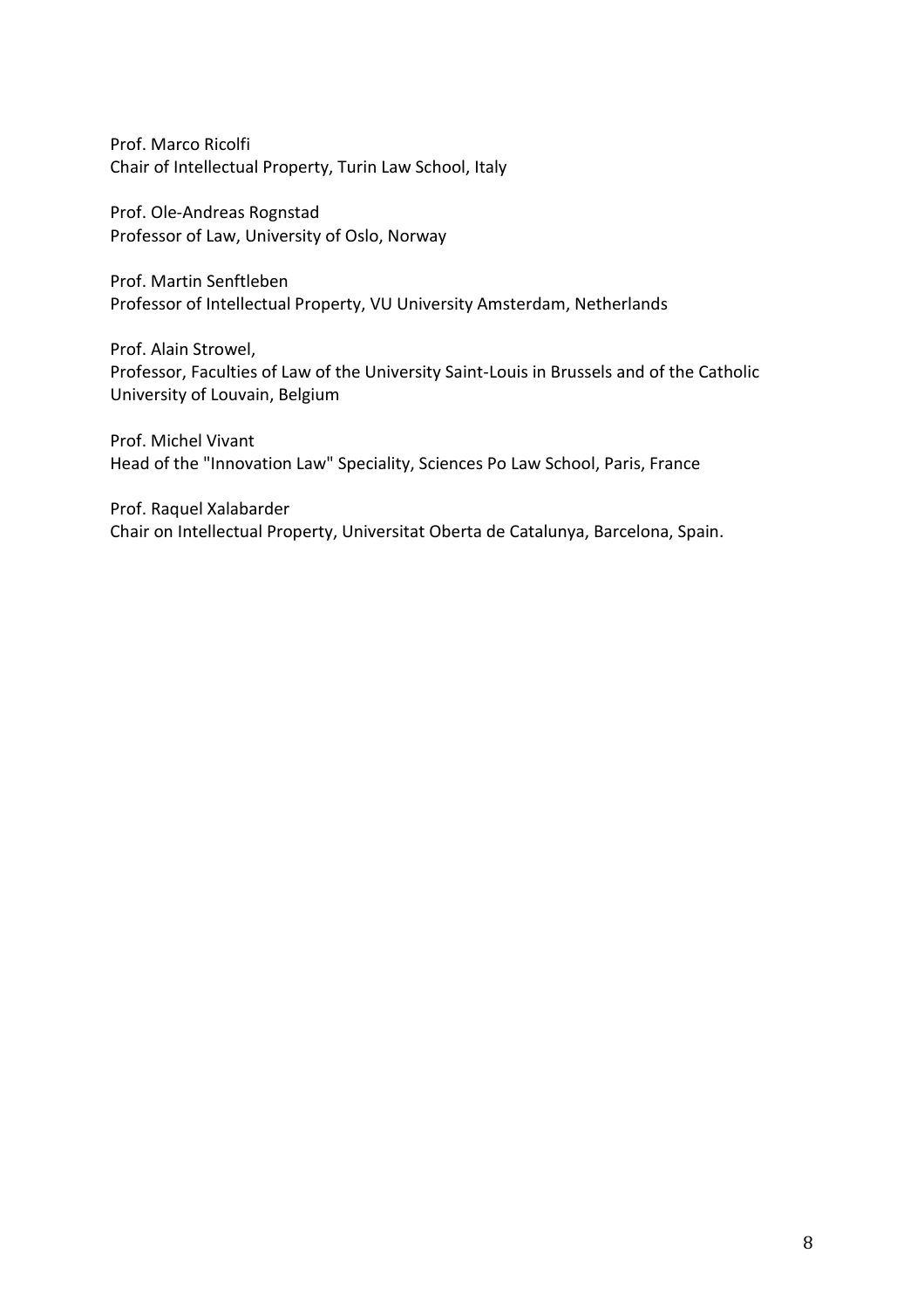Prof. Marco Ricolfi
Chair of Intellectual Property, Turin Law School, Italy

Prof. Ole-Andreas Rognstad
Professor of Law, University of Oslo, Norway

Prof. Martin Senftleben
Professor of Intellectual Property, VU University Amsterdam, Netherlands

Prof. Alain Strowel,
Professor, Faculties of Law of the University Saint-Louis in Brussels and of the Catholic University of Louvain, Belgium

Prof. Michel Vivant
Head of the "Innovation Law" Speciality, Sciences Po Law School, Paris, France

Prof. Raquel Xalabarder
Chair on Intellectual Property, Universitat Oberta de Catalunya, Barcelona, Spain.